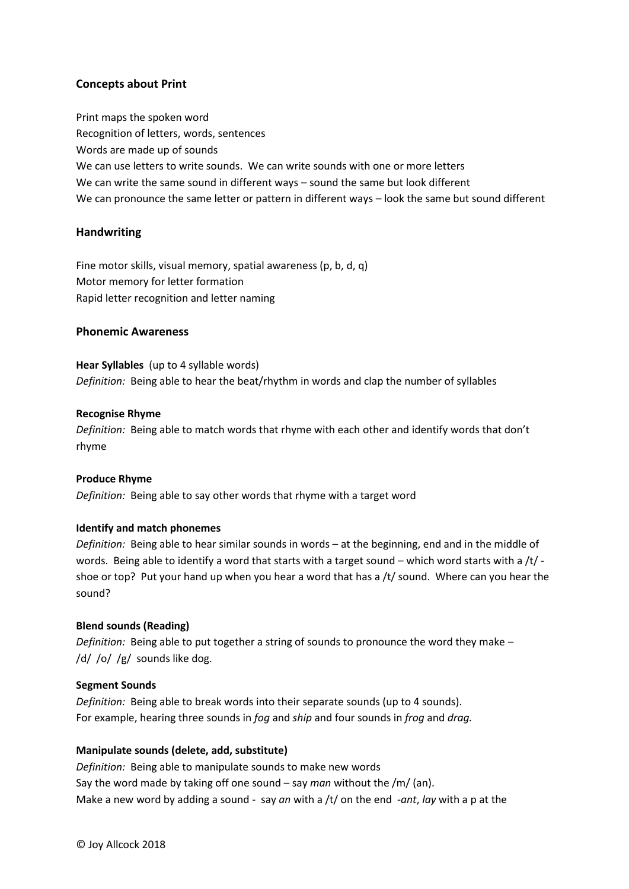## Concepts about Print

Print maps the spoken word
Recognition of letters, words, sentences
Words are made up of sounds
We can use letters to write sounds. We can write sounds with one or more letters
We can write the same sound in different ways – sound the same but look different
We can pronounce the same letter or pattern in different ways – look the same but sound different

## Handwriting

Fine motor skills, visual memory, spatial awareness (p, b, d, q)
Motor memory for letter formation
Rapid letter recognition and letter naming

## Phonemic Awareness

**Hear Syllables** (up to 4 syllable words)
*Definition:* Being able to hear the beat/rhythm in words and clap the number of syllables

**Recognise Rhyme**
*Definition:* Being able to match words that rhyme with each other and identify words that don't rhyme

**Produce Rhyme**
*Definition:* Being able to say other words that rhyme with a target word

**Identify and match phonemes**
*Definition:* Being able to hear similar sounds in words – at the beginning, end and in the middle of words. Being able to identify a word that starts with a target sound – which word starts with a /t/ - shoe or top? Put your hand up when you hear a word that has a /t/ sound. Where can you hear the sound?

**Blend sounds (Reading)**
*Definition:* Being able to put together a string of sounds to pronounce the word they make – /d/ /o/ /g/ sounds like dog.

**Segment Sounds**
*Definition:* Being able to break words into their separate sounds (up to 4 sounds).
For example, hearing three sounds in *fog* and *ship* and four sounds in *frog* and *drag.*

**Manipulate sounds (delete, add, substitute)**
*Definition:* Being able to manipulate sounds to make new words
Say the word made by taking off one sound – say *man* without the /m/ (an).
Make a new word by adding a sound - say *an* with a /t/ on the end -*ant*, *lay* with a p at the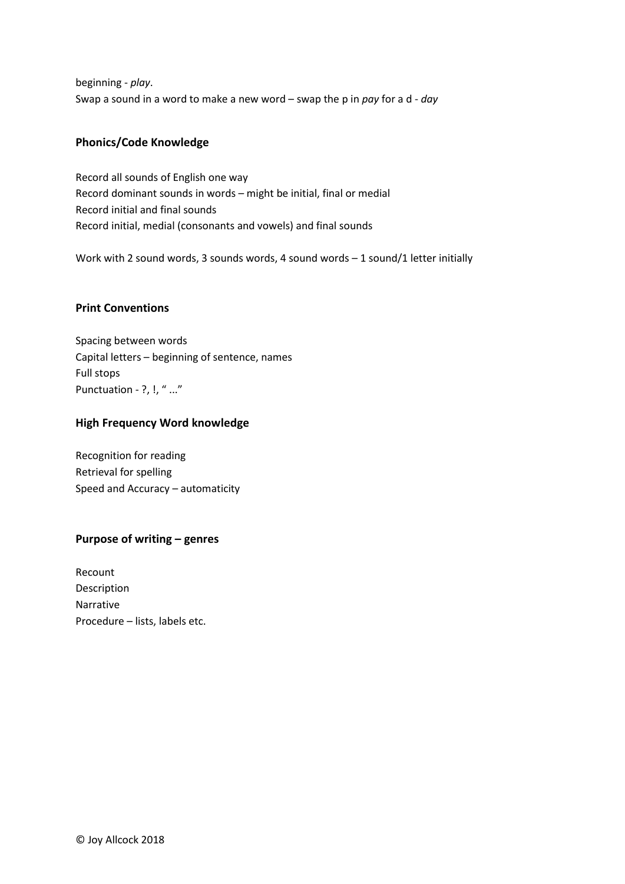beginning - *play*.
Swap a sound in a word to make a new word – swap the p in *pay* for a d - *day*

**Phonics/Code Knowledge**

Record all sounds of English one way
Record dominant sounds in words – might be initial, final or medial
Record initial and final sounds
Record initial, medial (consonants and vowels) and final sounds

Work with 2 sound words, 3 sounds words, 4 sound words – 1 sound/1 letter initially

**Print Conventions**

Spacing between words
Capital letters – beginning of sentence, names
Full stops
Punctuation - ?, !, " ..."

**High Frequency Word knowledge**

Recognition for reading
Retrieval for spelling
Speed and Accuracy – automaticity

**Purpose of writing – genres**

Recount
Description
Narrative
Procedure – lists, labels etc.

© Joy Allcock 2018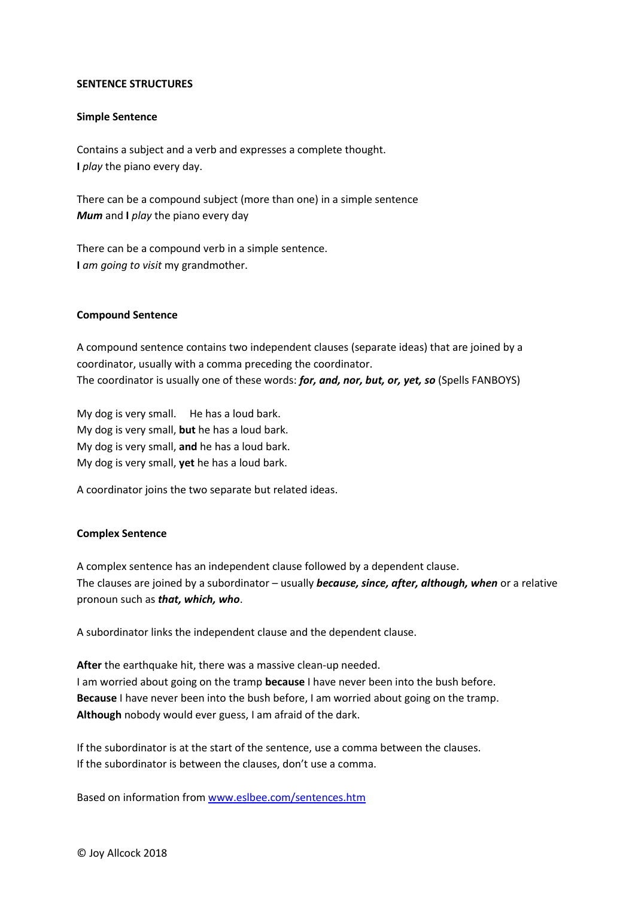# SENTENCE STRUCTURES

## Simple Sentence

Contains a subject and a verb and expresses a complete thought.
**I** *play* the piano every day.

There can be a compound subject (more than one) in a simple sentence
***Mum*** and **I** *play* the piano every day

There can be a compound verb in a simple sentence.
**I** *am going to visit* my grandmother.

## Compound Sentence

A compound sentence contains two independent clauses (separate ideas) that are joined by a coordinator, usually with a comma preceding the coordinator.
The coordinator is usually one of these words: ***for, and, nor, but, or, yet, so*** (Spells FANBOYS)

My dog is very small. He has a loud bark.
My dog is very small, **but** he has a loud bark.
My dog is very small, **and** he has a loud bark.
My dog is very small, **yet** he has a loud bark.

A coordinator joins the two separate but related ideas.

## Complex Sentence

A complex sentence has an independent clause followed by a dependent clause.
The clauses are joined by a subordinator – usually ***because, since, after, although, when*** or a relative pronoun such as ***that, which, who***.

A subordinator links the independent clause and the dependent clause.

**After** the earthquake hit, there was a massive clean-up needed.
I am worried about going on the tramp **because** I have never been into the bush before.
**Because** I have never been into the bush before, I am worried about going on the tramp.
**Although** nobody would ever guess, I am afraid of the dark.

If the subordinator is at the start of the sentence, use a comma between the clauses.
If the subordinator is between the clauses, don't use a comma.

Based on information from [www.eslbee.com/sentences.htm](http://www.eslbee.com/sentences.htm)

© Joy Allcock 2018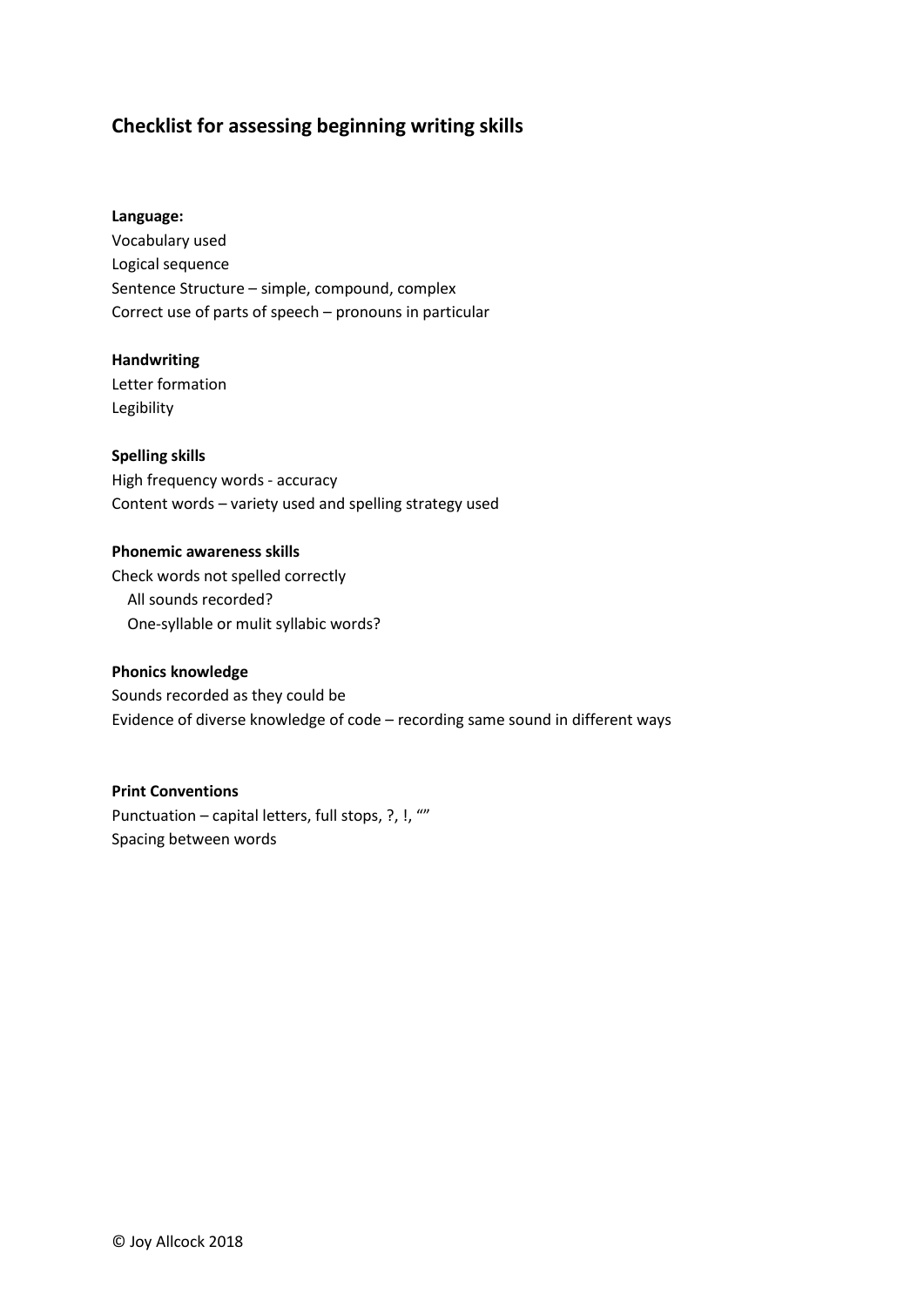## Checklist for assessing beginning writing skills

**Language:**

Vocabulary used
Logical sequence
Sentence Structure – simple, compound, complex
Correct use of parts of speech – pronouns in particular

**Handwriting**

Letter formation
Legibility

**Spelling skills**

High frequency words - accuracy
Content words – variety used and spelling strategy used

**Phonemic awareness skills**

Check words not spelled correctly
  All sounds recorded?
  One-syllable or mulit syllabic words?

**Phonics knowledge**

Sounds recorded as they could be
Evidence of diverse knowledge of code – recording same sound in different ways

**Print Conventions**

Punctuation – capital letters, full stops, ?, !, “”
Spacing between words

© Joy Allcock 2018